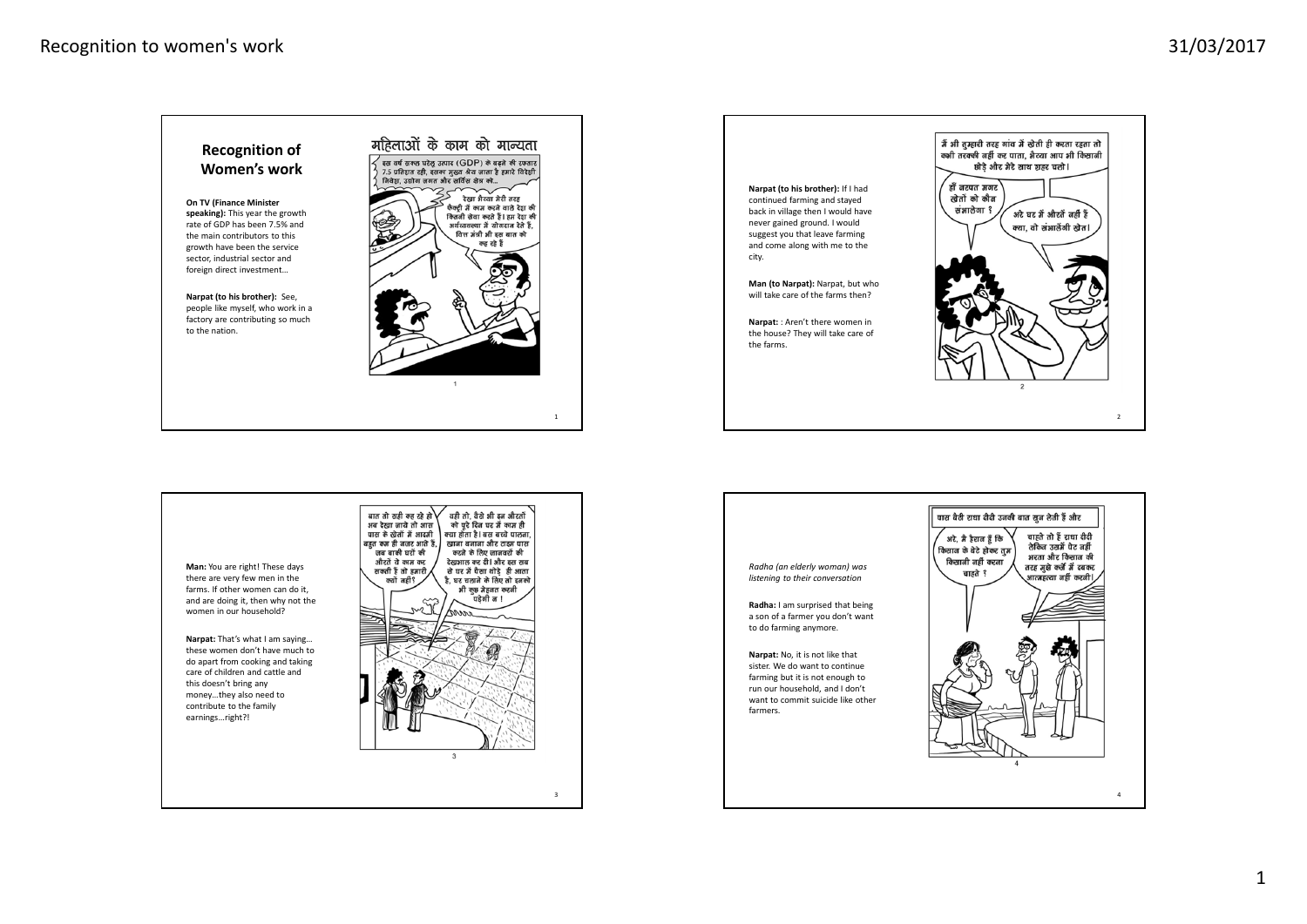## Recognition of Women's work

**On TV (Finance Minister speaking):** This year the growth rate of GDP has been 7.5% and the main contributors to this growth have been the service sector, industrial sector and foreign direct investment…

**Narpat (to his brother):** See, people like myself, who work in a factory are contributing so much to the nation.

---

**Narpat (to his brother):** If I had continued farming and stayed back in village then I would have never gained ground. I would suggest you that leave farming and come along with me to the city.

**Man (to Narpat):** Narpat, but who will take care of the farms then?

**Narpat:** : Aren't there women in the house? They will take care of the farms.

---

**Man:** You are right! These days there are very few men in the farms. If other women can do it, and are doing it, then why not the women in our household?

**Narpat:** That's what I am saying… these women don't have much to do apart from cooking and taking care of children and cattle and this doesn't bring any money…they also need to contribute to the family earnings…right?!

---

*Radha (an elderly woman) was listening to their conversation*

**Radha:** I am surprised that being a son of a farmer you don't want to do farming anymore.

**Narpat:** No, it is not like that sister. We do want to continue farming but it is not enough to run our household, and I don't want to commit suicide like other farmers.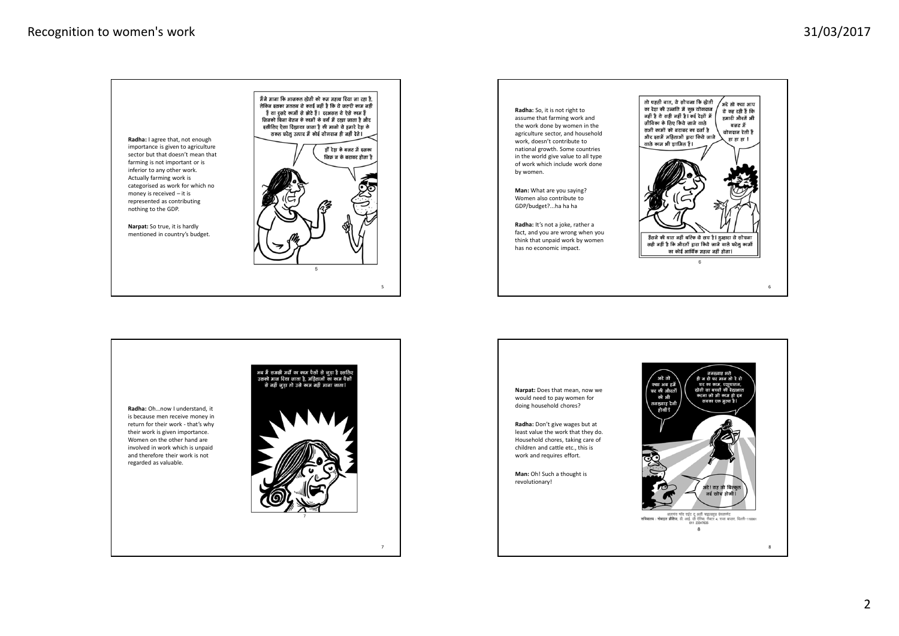# Recognition to women's work

**Radha:** I agree that, not enough importance is given to agriculture sector but that doesn't mean that farming is not important or is inferior to any other work. Actually farming work is categorised as work for which no money is received – it is represented as contributing nothing to the GDP.

**Narpat:** So true, it is hardly mentioned in country's budget.

**Radha:** So, it is not right to assume that farming work and the work done by women in the agriculture sector, and household work, doesn't contribute to national growth. Some countries in the world give value to all type of work which include work done by women.

**Man:** What are you saying? Women also contribute to GDP/budget?...ha ha ha

**Radha:** It's not a joke, rather a fact, and you are wrong when you think that unpaid work by women has no economic impact.

**Radha:** Oh...now I understand, it is because men receive money in return for their work - that's why their work is given importance. Women on the other hand are involved in work which is unpaid and therefore their work is not regarded as valuable.

**Narpat:** Does that mean, now we would need to pay women for doing household chores?

**Radha:** Don't give wages but at least value the work that they do. Household chores, taking care of children and cattle etc., this is work and requires effort.

**Man:** Oh! Such a thought is revolutionary!